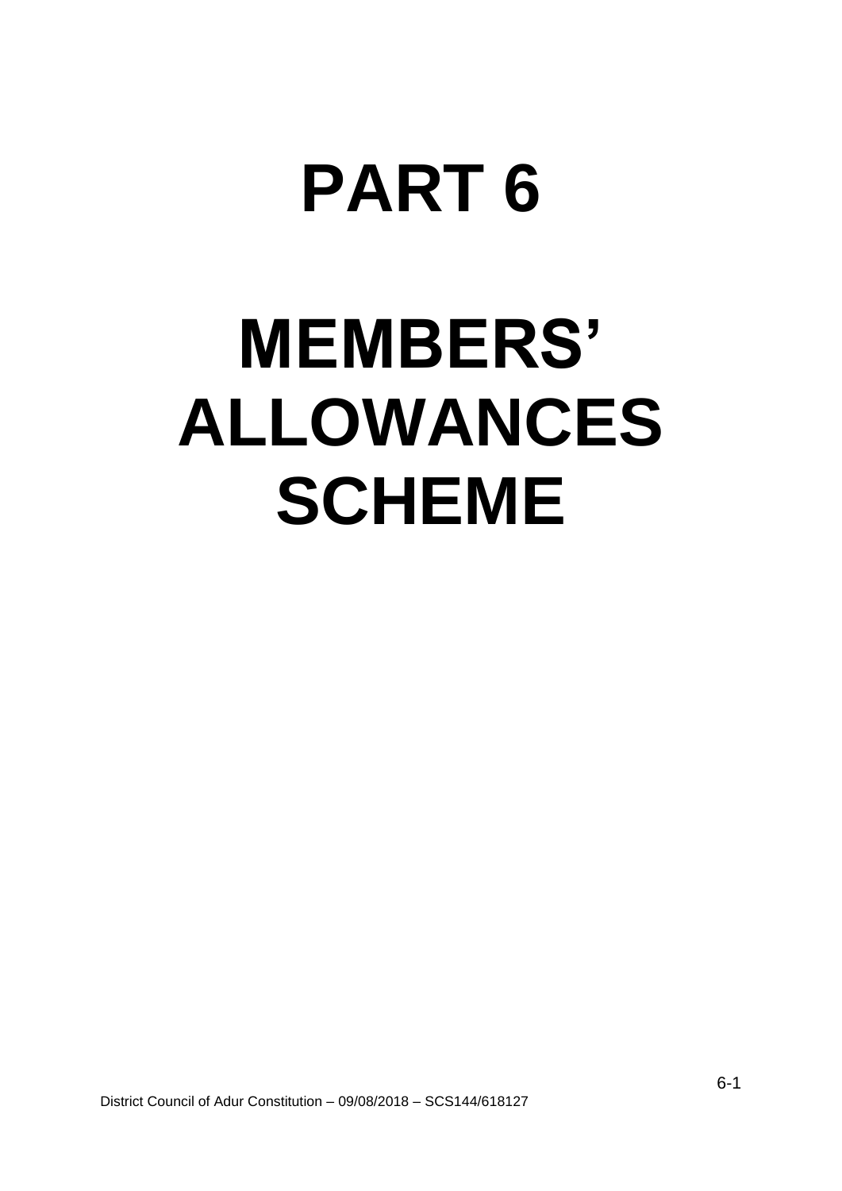# PART 6

# MEMBERS' ALLOWANCES SCHEME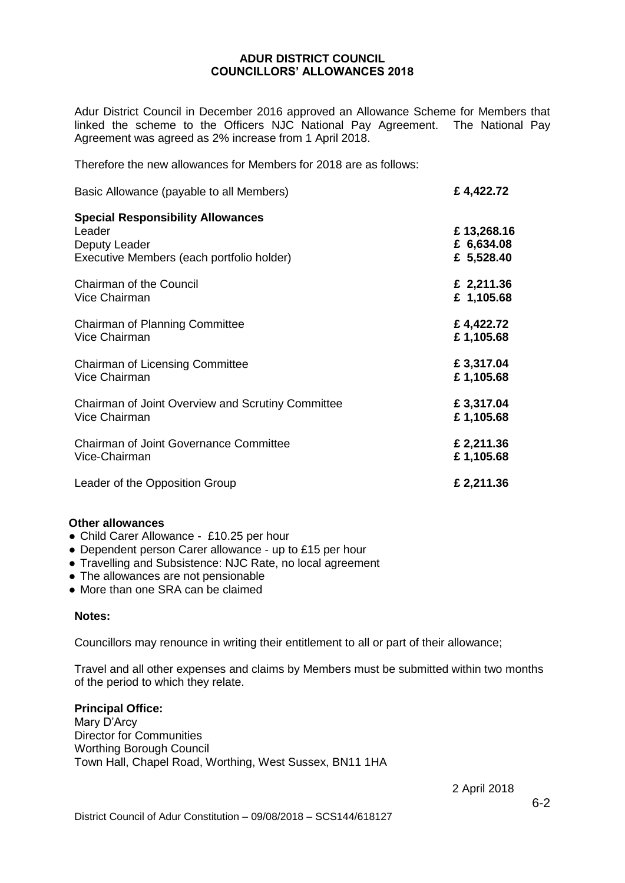**ADUR DISTRICT COUNCIL**
**COUNCILLORS' ALLOWANCES 2018**

Adur District Council in December 2016 approved an Allowance Scheme for Members that linked the scheme to the Officers NJC National Pay Agreement. The National Pay Agreement was agreed as 2% increase from 1 April 2018.

Therefore the new allowances for Members for 2018 are as follows:

| | |
|---|---|
| Basic Allowance (payable to all Members) | **£ 4,422.72** |
| **Special Responsibility Allowances** | |
| Leader | **£ 13,268.16** |
| Deputy Leader | **£ 6,634.08** |
| Executive Members (each portfolio holder) | **£ 5,528.40** |
| Chairman of the Council | **£ 2,211.36** |
| Vice Chairman | **£ 1,105.68** |
| Chairman of Planning Committee | **£ 4,422.72** |
| Vice Chairman | **£ 1,105.68** |
| Chairman of Licensing Committee | **£ 3,317.04** |
| Vice Chairman | **£ 1,105.68** |
| Chairman of Joint Overview and Scrutiny Committee | **£ 3,317.04** |
| Vice Chairman | **£ 1,105.68** |
| Chairman of Joint Governance Committee | **£ 2,211.36** |
| Vice-Chairman | **£ 1,105.68** |
| Leader of the Opposition Group | **£ 2,211.36** |

**Other allowances**

- Child Carer Allowance - £10.25 per hour
- Dependent person Carer allowance - up to £15 per hour
- Travelling and Subsistence: NJC Rate, no local agreement
- The allowances are not pensionable
- More than one SRA can be claimed

**Notes:**

Councillors may renounce in writing their entitlement to all or part of their allowance;

Travel and all other expenses and claims by Members must be submitted within two months of the period to which they relate.

**Principal Office:**
Mary D'Arcy
Director for Communities
Worthing Borough Council
Town Hall, Chapel Road, Worthing, West Sussex, BN11 1HA

2 April 2018